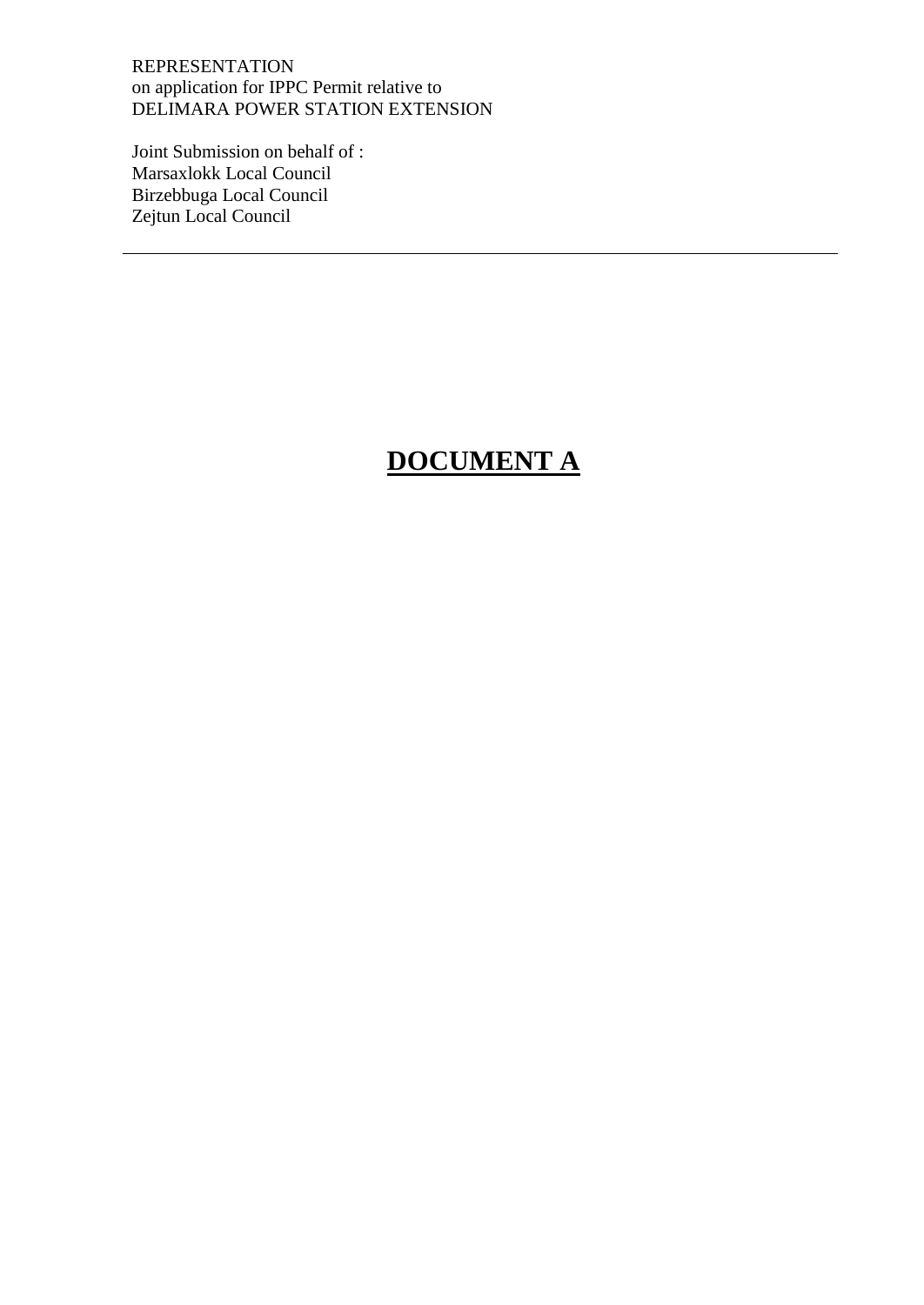REPRESENTATION
on application for IPPC Permit relative to
DELIMARA POWER STATION EXTENSION

Joint Submission on behalf of :
Marsaxlokk Local Council
Birzebbuga Local Council
Zejtun Local Council

---

# **DOCUMENT A**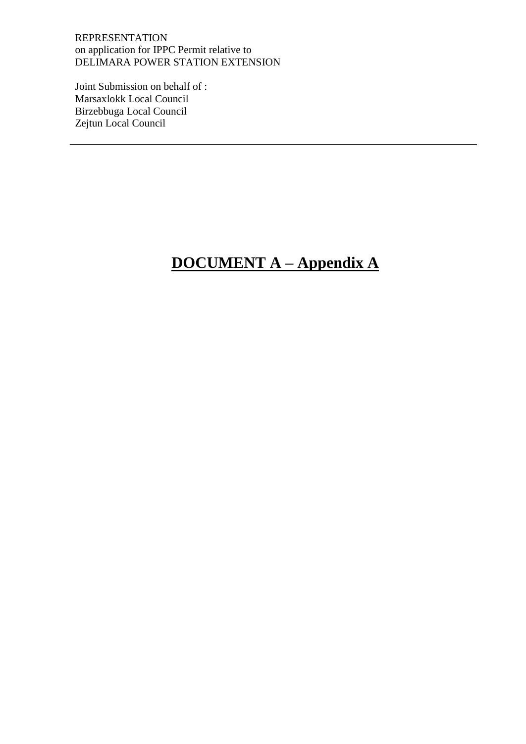REPRESENTATION
on application for IPPC Permit relative to
DELIMARA POWER STATION EXTENSION

Joint Submission on behalf of :
Marsaxlokk Local Council
Birzebbuga Local Council
Zejtun Local Council

---

# DOCUMENT A – Appendix A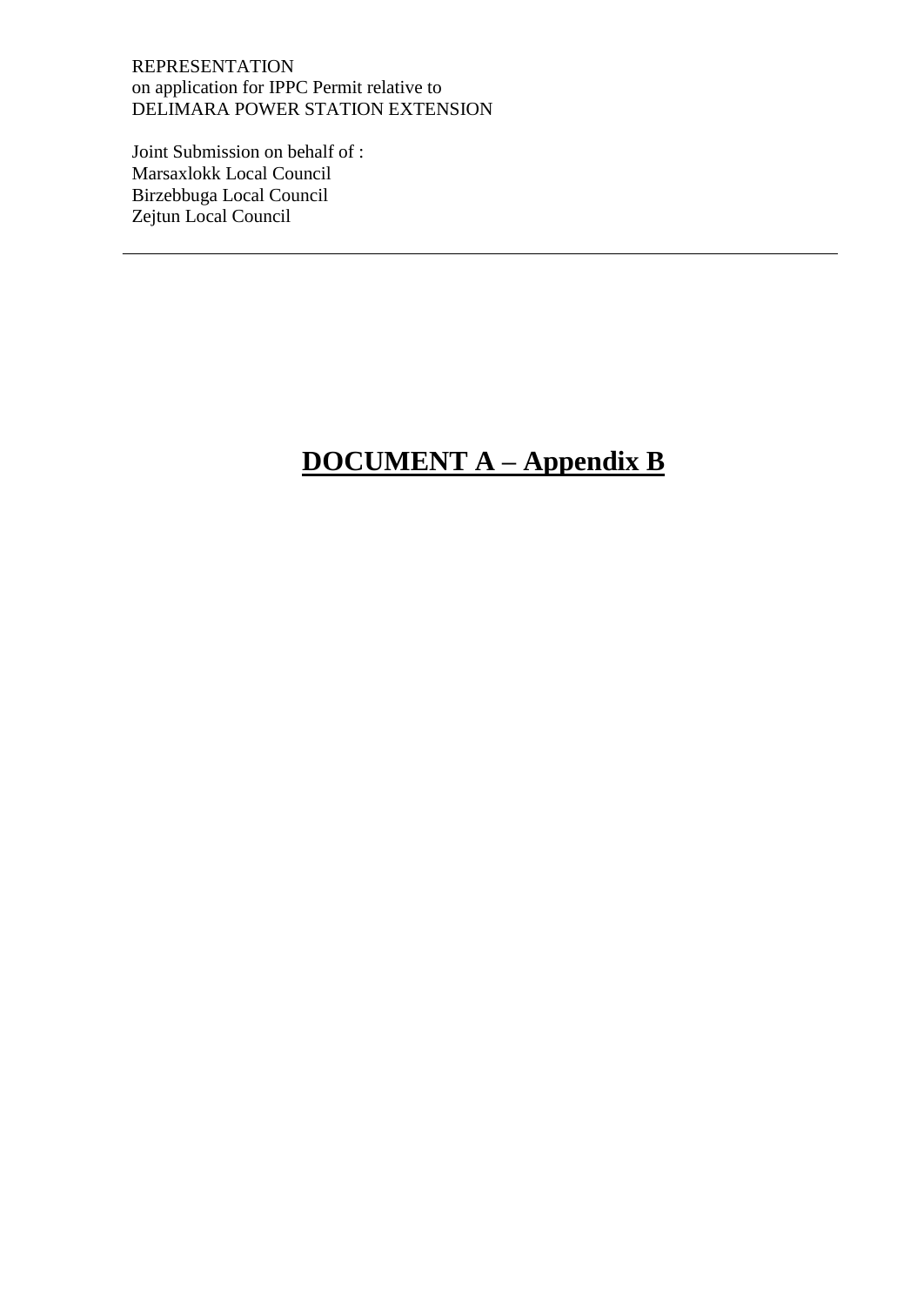REPRESENTATION
on application for IPPC Permit relative to
DELIMARA POWER STATION EXTENSION

Joint Submission on behalf of :
Marsaxlokk Local Council
Birzebbuga Local Council
Zejtun Local Council

---

# **DOCUMENT A – Appendix B**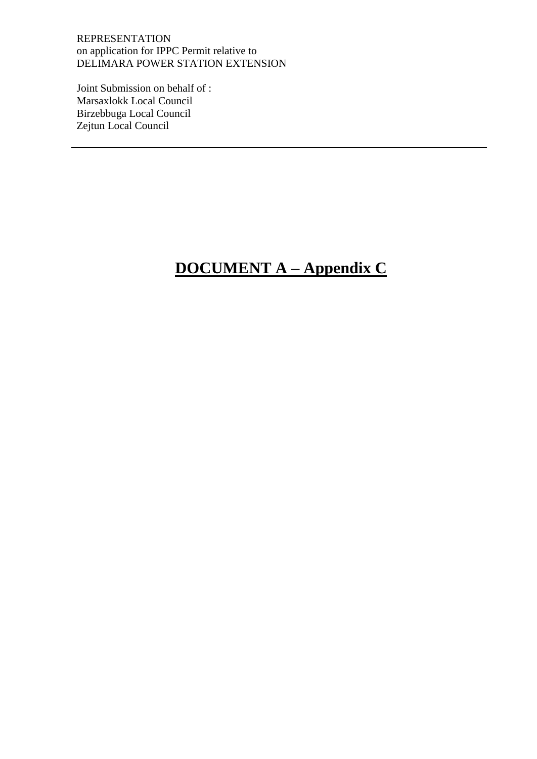REPRESENTATION
on application for IPPC Permit relative to
DELIMARA POWER STATION EXTENSION

Joint Submission on behalf of :
Marsaxlokk Local Council
Birzebbuga Local Council
Zejtun Local Council

---

# **DOCUMENT A – Appendix C**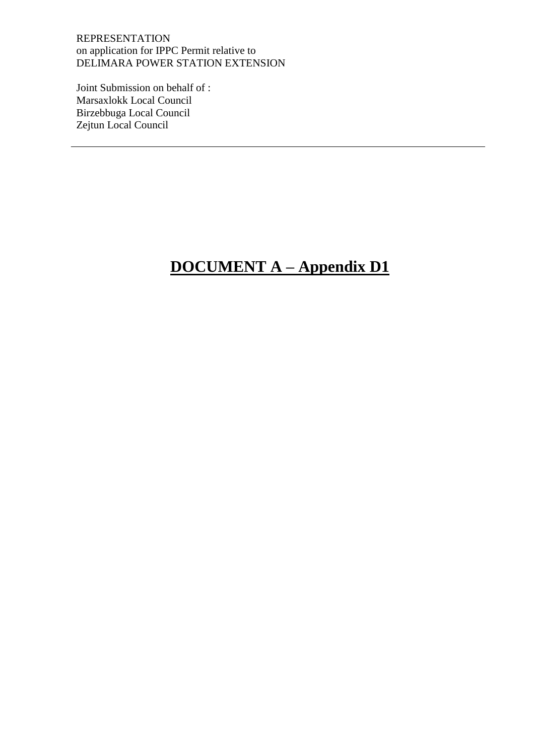REPRESENTATION
on application for IPPC Permit relative to
DELIMARA POWER STATION EXTENSION

Joint Submission on behalf of :
Marsaxlokk Local Council
Birzebbuga Local Council
Zejtun Local Council

---

# **DOCUMENT A – Appendix D1**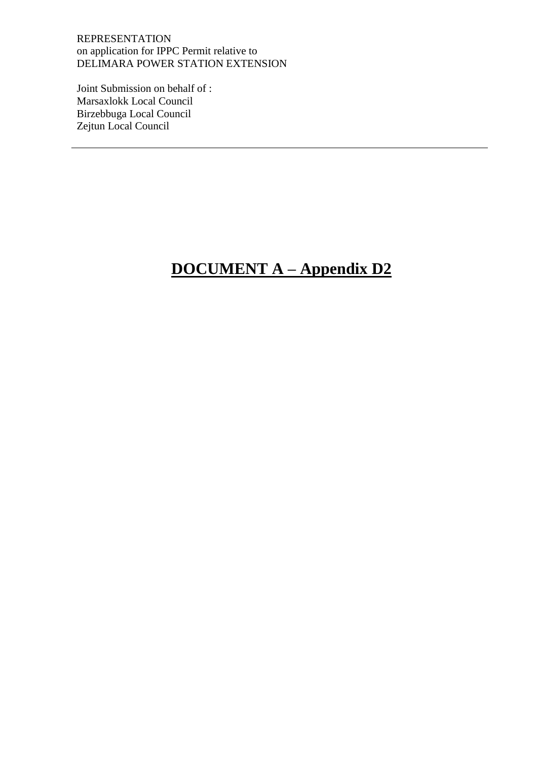REPRESENTATION
on application for IPPC Permit relative to
DELIMARA POWER STATION EXTENSION

Joint Submission on behalf of :
Marsaxlokk Local Council
Birzebbuga Local Council
Zejtun Local Council

---

# DOCUMENT A – Appendix D2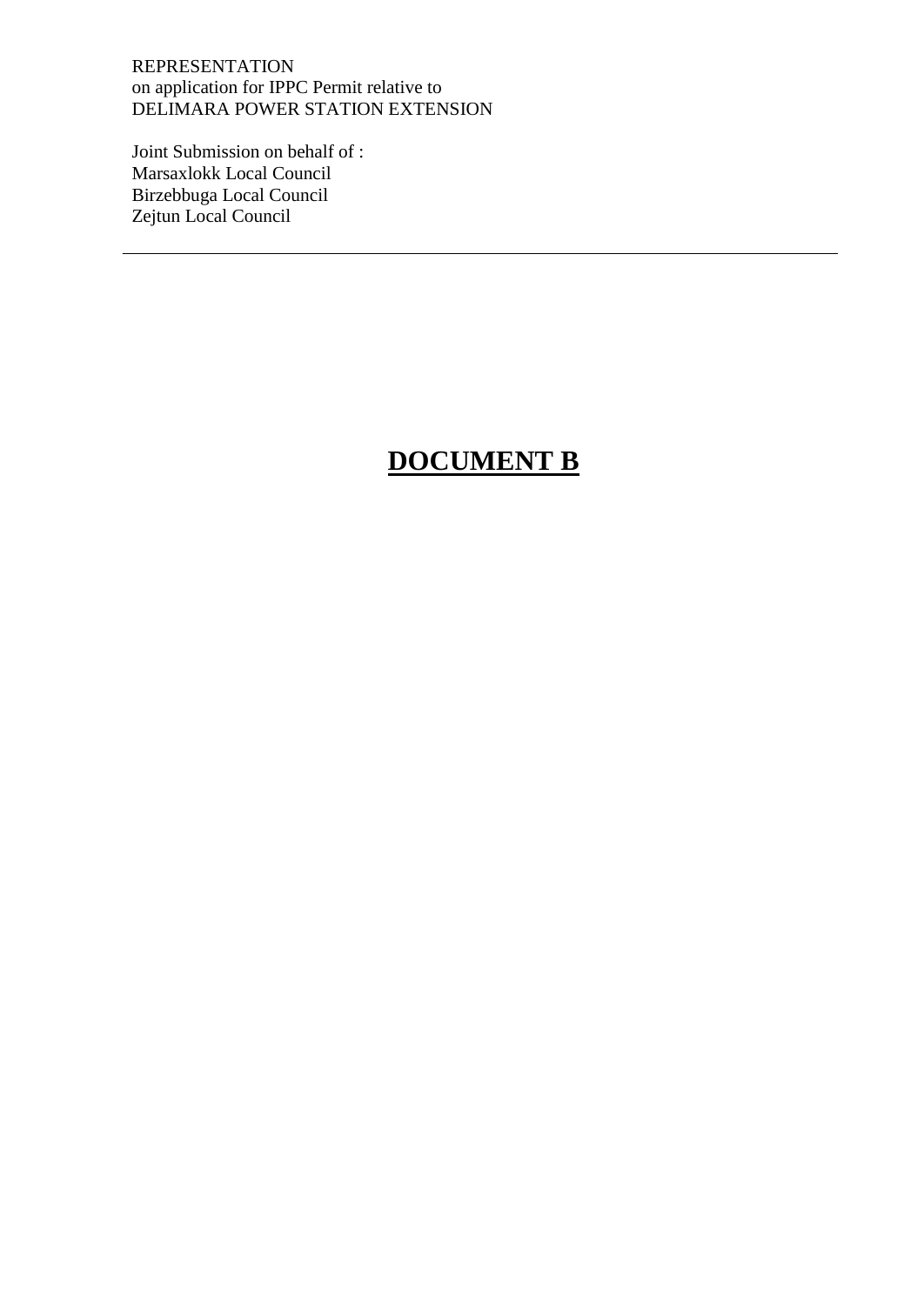REPRESENTATION
on application for IPPC Permit relative to
DELIMARA POWER STATION EXTENSION

Joint Submission on behalf of :
Marsaxlokk Local Council
Birzebbuga Local Council
Zejtun Local Council

---

# **DOCUMENT B**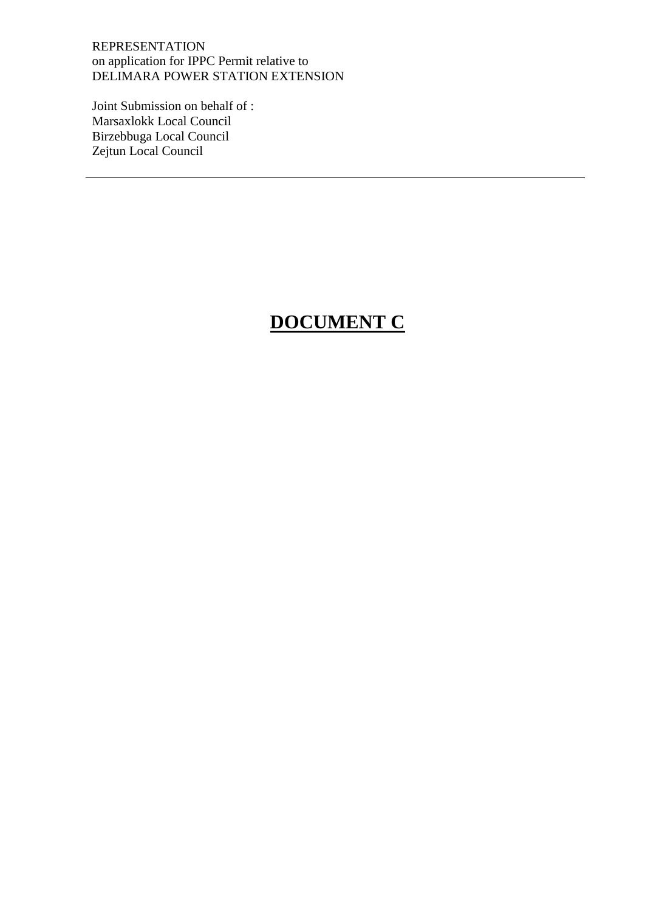REPRESENTATION
on application for IPPC Permit relative to
DELIMARA POWER STATION EXTENSION

Joint Submission on behalf of :
Marsaxlokk Local Council
Birzebbuga Local Council
Zejtun Local Council

---

# DOCUMENT C